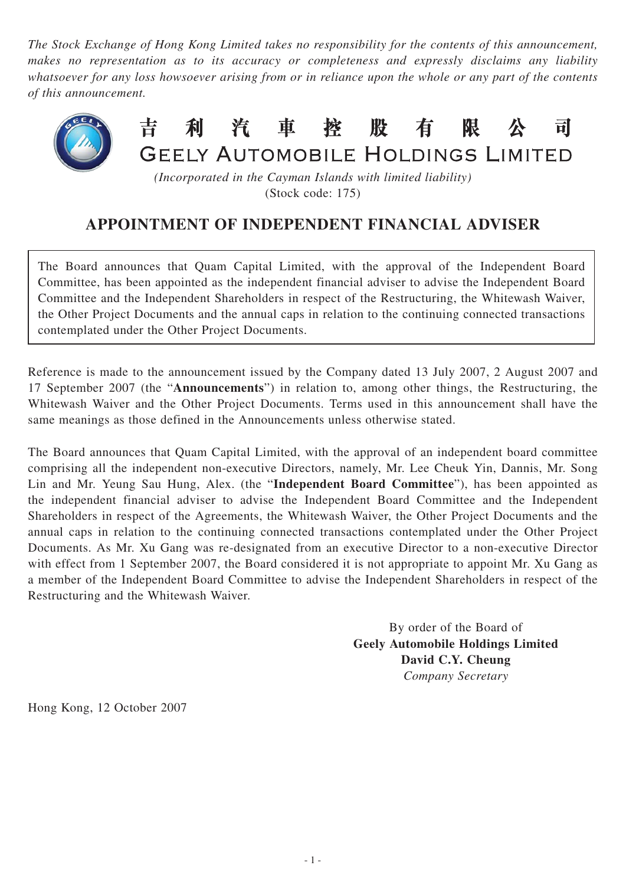*The Stock Exchange of Hong Kong Limited takes no responsibility for the contents of this announcement, makes no representation as to its accuracy or completeness and expressly disclaims any liability whatsoever for any loss howsoever arising from or in reliance upon the whole or any part of the contents of this announcement.*

# 吉利汽車控股有限公司
# GEELY AUTOMOBILE HOLDINGS LIMITED

*(Incorporated in the Cayman Islands with limited liability)*
(Stock code: 175)

## APPOINTMENT OF INDEPENDENT FINANCIAL ADVISER

The Board announces that Quam Capital Limited, with the approval of the Independent Board Committee, has been appointed as the independent financial adviser to advise the Independent Board Committee and the Independent Shareholders in respect of the Restructuring, the Whitewash Waiver, the Other Project Documents and the annual caps in relation to the continuing connected transactions contemplated under the Other Project Documents.

Reference is made to the announcement issued by the Company dated 13 July 2007, 2 August 2007 and 17 September 2007 (the "**Announcements**") in relation to, among other things, the Restructuring, the Whitewash Waiver and the Other Project Documents. Terms used in this announcement shall have the same meanings as those defined in the Announcements unless otherwise stated.

The Board announces that Quam Capital Limited, with the approval of an independent board committee comprising all the independent non-executive Directors, namely, Mr. Lee Cheuk Yin, Dannis, Mr. Song Lin and Mr. Yeung Sau Hung, Alex. (the "**Independent Board Committee**"), has been appointed as the independent financial adviser to advise the Independent Board Committee and the Independent Shareholders in respect of the Agreements, the Whitewash Waiver, the Other Project Documents and the annual caps in relation to the continuing connected transactions contemplated under the Other Project Documents. As Mr. Xu Gang was re-designated from an executive Director to a non-executive Director with effect from 1 September 2007, the Board considered it is not appropriate to appoint Mr. Xu Gang as a member of the Independent Board Committee to advise the Independent Shareholders in respect of the Restructuring and the Whitewash Waiver.

By order of the Board of
**Geely Automobile Holdings Limited**
**David C.Y. Cheung**
*Company Secretary*

Hong Kong, 12 October 2007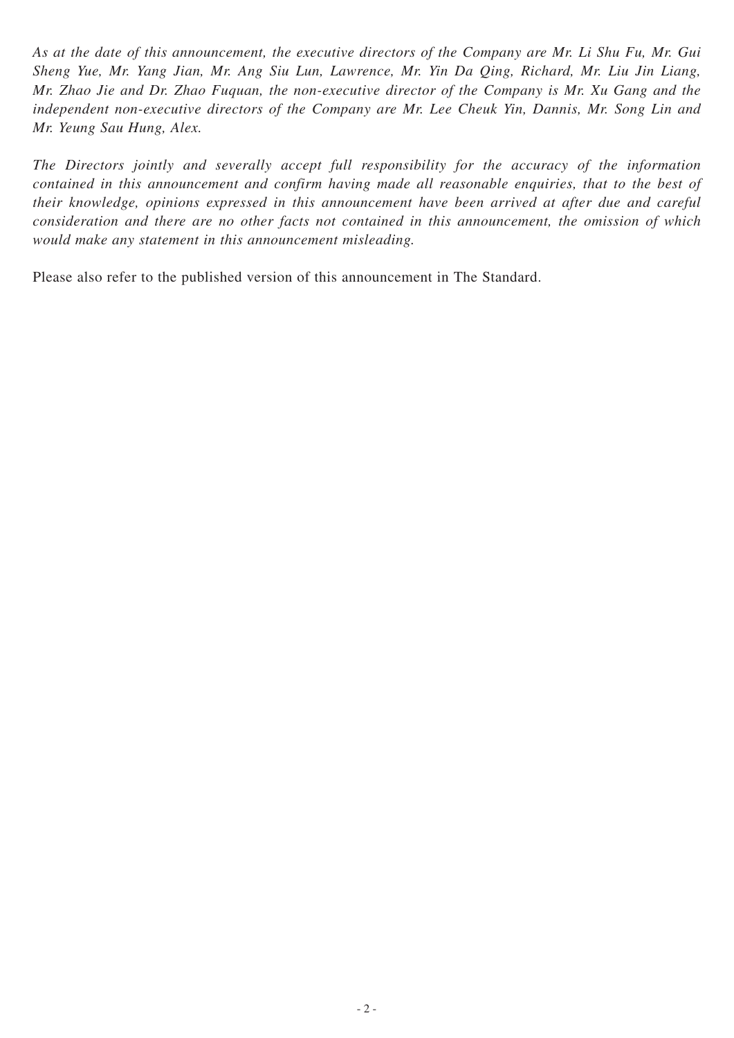*As at the date of this announcement, the executive directors of the Company are Mr. Li Shu Fu, Mr. Gui Sheng Yue, Mr. Yang Jian, Mr. Ang Siu Lun, Lawrence, Mr. Yin Da Qing, Richard, Mr. Liu Jin Liang, Mr. Zhao Jie and Dr. Zhao Fuquan, the non-executive director of the Company is Mr. Xu Gang and the independent non-executive directors of the Company are Mr. Lee Cheuk Yin, Dannis, Mr. Song Lin and Mr. Yeung Sau Hung, Alex.*

*The Directors jointly and severally accept full responsibility for the accuracy of the information contained in this announcement and confirm having made all reasonable enquiries, that to the best of their knowledge, opinions expressed in this announcement have been arrived at after due and careful consideration and there are no other facts not contained in this announcement, the omission of which would make any statement in this announcement misleading.*

Please also refer to the published version of this announcement in The Standard.